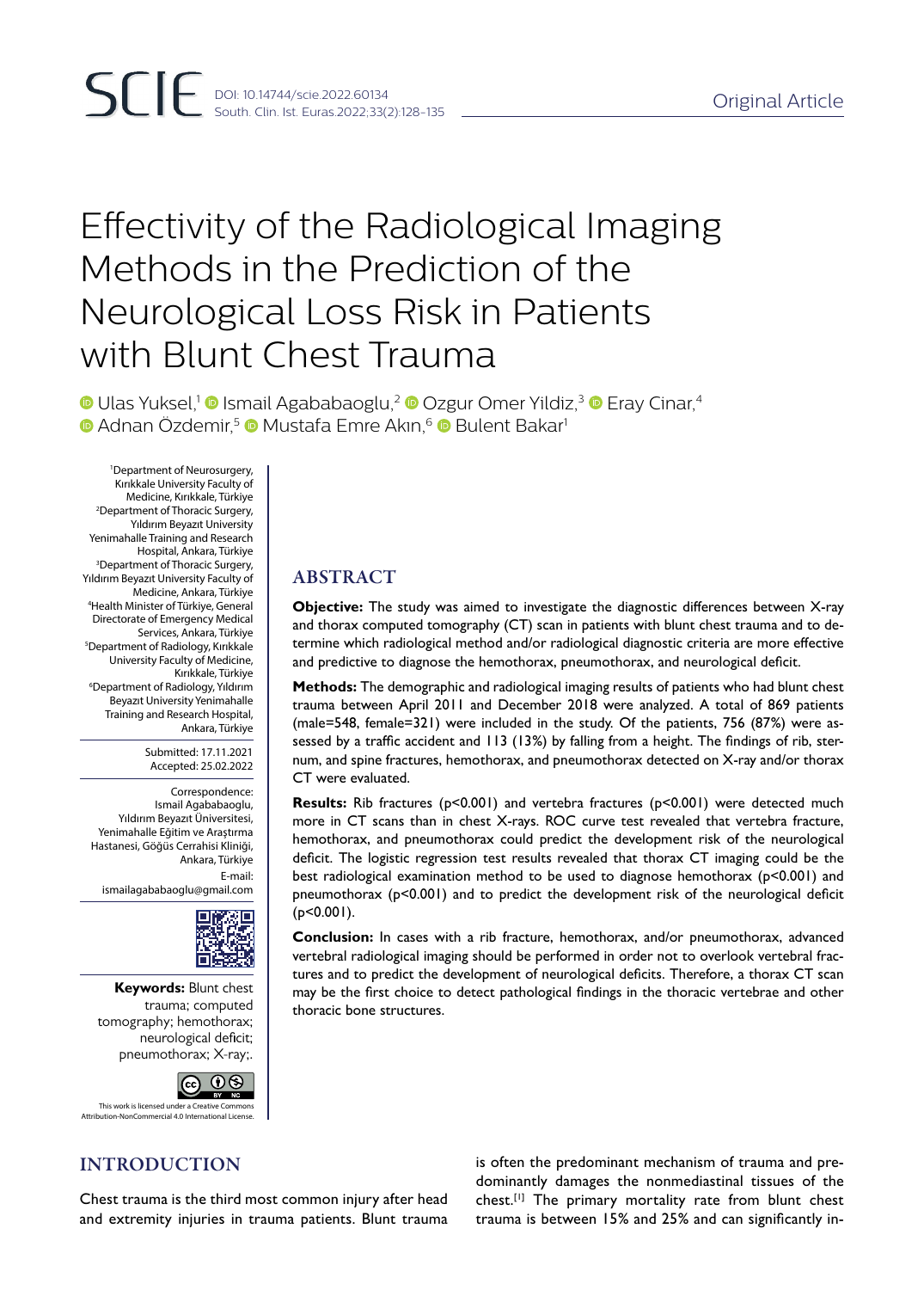Original Article

# Effectivity of the Radiological Imaging Methods in the Prediction of the Neurological Loss Risk in Patients with Blunt Chest Trauma

Ulas Yuksel,[1] Ismail Agababaoglu,[2] Ozgur Omer Yildiz,[3] Eray Cinar,[4] Adnan Özdemir,[5] Mustafa Emre Akın,[6] Bulent Bakar[1]

[1]Department of Neurosurgery, Kırıkkale University Faculty of Medicine, Kırıkkale, Türkiye
[2]Department of Thoracic Surgery, Yıldırım Beyazıt University Yenimahalle Training and Research Hospital, Ankara, Türkiye
[3]Department of Thoracic Surgery, Yıldırım Beyazıt University Faculty of Medicine, Ankara, Türkiye
[4]Health Minister of Türkiye, General Directorate of Emergency Medical Services, Ankara, Türkiye
[5]Department of Radiology, Kırıkkale University Faculty of Medicine, Kırıkkale, Türkiye
[6]Department of Radiology, Yıldırım Beyazıt University Yenimahalle Training and Research Hospital, Ankara, Türkiye

Submitted: 17.11.2021
Accepted: 25.02.2022

Correspondence: Ismail Agababaoglu, Yıldırım Beyazıt Üniversitesi, Yenimahalle Eğitim ve Araştırma Hastanesi, Göğüs Cerrahisi Kliniği, Ankara, Türkiye
E-mail: ismailagababaoglu@gmail.com

**Keywords:** Blunt chest trauma; computed tomography; hemothorax; neurological deficit; pneumothorax; X-ray;.

This work is licensed under a Creative Commons Attribution-NonCommercial 4.0 International License.

## ABSTRACT

**Objective:** The study was aimed to investigate the diagnostic differences between X-ray and thorax computed tomography (CT) scan in patients with blunt chest trauma and to determine which radiological method and/or radiological diagnostic criteria are more effective and predictive to diagnose the hemothorax, pneumothorax, and neurological deficit.

**Methods:** The demographic and radiological imaging results of patients who had blunt chest trauma between April 2011 and December 2018 were analyzed. A total of 869 patients (male=548, female=321) were included in the study. Of the patients, 756 (87%) were assessed by a traffic accident and 113 (13%) by falling from a height. The findings of rib, sternum, and spine fractures, hemothorax, and pneumothorax detected on X-ray and/or thorax CT were evaluated.

**Results:** Rib fractures ($p<0.001$) and vertebra fractures ($p<0.001$) were detected much more in CT scans than in chest X-rays. ROC curve test revealed that vertebra fracture, hemothorax, and pneumothorax could predict the development risk of the neurological deficit. The logistic regression test results revealed that thorax CT imaging could be the best radiological examination method to be used to diagnose hemothorax ($p<0.001$) and pneumothorax ($p<0.001$) and to predict the development risk of the neurological deficit ($p<0.001$).

**Conclusion:** In cases with a rib fracture, hemothorax, and/or pneumothorax, advanced vertebral radiological imaging should be performed in order not to overlook vertebral fractures and to predict the development of neurological deficits. Therefore, a thorax CT scan may be the first choice to detect pathological findings in the thoracic vertebrae and other thoracic bone structures.

## INTRODUCTION

Chest trauma is the third most common injury after head and extremity injuries in trauma patients. Blunt trauma is often the predominant mechanism of trauma and predominantly damages the nonmediastinal tissues of the chest.[1] The primary mortality rate from blunt chest trauma is between 15% and 25% and can significantly in-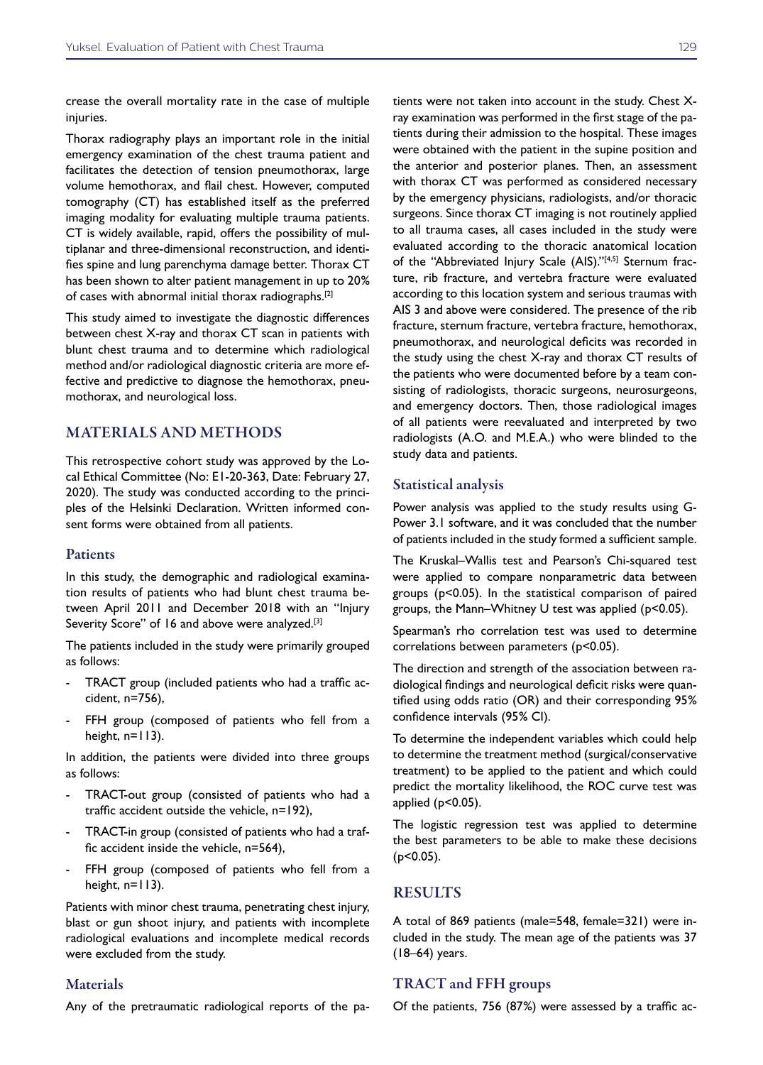crease the overall mortality rate in the case of multiple injuries.

Thorax radiography plays an important role in the initial emergency examination of the chest trauma patient and facilitates the detection of tension pneumothorax, large volume hemothorax, and flail chest. However, computed tomography (CT) has established itself as the preferred imaging modality for evaluating multiple trauma patients. CT is widely available, rapid, offers the possibility of multiplanar and three-dimensional reconstruction, and identifies spine and lung parenchyma damage better. Thorax CT has been shown to alter patient management in up to 20% of cases with abnormal initial thorax radiographs.[2]

This study aimed to investigate the diagnostic differences between chest X-ray and thorax CT scan in patients with blunt chest trauma and to determine which radiological method and/or radiological diagnostic criteria are more effective and predictive to diagnose the hemothorax, pneumothorax, and neurological loss.

## MATERIALS AND METHODS

This retrospective cohort study was approved by the Local Ethical Committee (No: E1-20-363, Date: February 27, 2020). The study was conducted according to the principles of the Helsinki Declaration. Written informed consent forms were obtained from all patients.

### Patients

In this study, the demographic and radiological examination results of patients who had blunt chest trauma between April 2011 and December 2018 with an "Injury Severity Score" of 16 and above were analyzed.[3]

The patients included in the study were primarily grouped as follows:

- TRACT group (included patients who had a traffic accident, n=756),
- FFH group (composed of patients who fell from a height, n=113).

In addition, the patients were divided into three groups as follows:

- TRACT-out group (consisted of patients who had a traffic accident outside the vehicle, n=192),
- TRACT-in group (consisted of patients who had a traffic accident inside the vehicle, n=564),
- FFH group (composed of patients who fell from a height, n=113).

Patients with minor chest trauma, penetrating chest injury, blast or gun shoot injury, and patients with incomplete radiological evaluations and incomplete medical records were excluded from the study.

### Materials

Any of the pretraumatic radiological reports of the patients were not taken into account in the study. Chest X-ray examination was performed in the first stage of the patients during their admission to the hospital. These images were obtained with the patient in the supine position and the anterior and posterior planes. Then, an assessment with thorax CT was performed as considered necessary by the emergency physicians, radiologists, and/or thoracic surgeons. Since thorax CT imaging is not routinely applied to all trauma cases, all cases included in the study were evaluated according to the thoracic anatomical location of the "Abbreviated Injury Scale (AIS)."[4,5] Sternum fracture, rib fracture, and vertebra fracture were evaluated according to this location system and serious traumas with AIS 3 and above were considered. The presence of the rib fracture, sternum fracture, vertebra fracture, hemothorax, pneumothorax, and neurological deficits was recorded in the study using the chest X-ray and thorax CT results of the patients who were documented before by a team consisting of radiologists, thoracic surgeons, neurosurgeons, and emergency doctors. Then, those radiological images of all patients were reevaluated and interpreted by two radiologists (A.O. and M.E.A.) who were blinded to the study data and patients.

### Statistical analysis

Power analysis was applied to the study results using G-Power 3.1 software, and it was concluded that the number of patients included in the study formed a sufficient sample.

The Kruskal–Wallis test and Pearson's Chi-squared test were applied to compare nonparametric data between groups ($p<0.05$). In the statistical comparison of paired groups, the Mann–Whitney U test was applied ($p<0.05$).

Spearman's rho correlation test was used to determine correlations between parameters ($p<0.05$).

The direction and strength of the association between radiological findings and neurological deficit risks were quantified using odds ratio (OR) and their corresponding 95% confidence intervals (95% CI).

To determine the independent variables which could help to determine the treatment method (surgical/conservative treatment) to be applied to the patient and which could predict the mortality likelihood, the ROC curve test was applied ($p<0.05$).

The logistic regression test was applied to determine the best parameters to be able to make these decisions ($p<0.05$).

## RESULTS

A total of 869 patients (male=548, female=321) were included in the study. The mean age of the patients was 37 (18–64) years.

### TRACT and FFH groups

Of the patients, 756 (87%) were assessed by a traffic ac-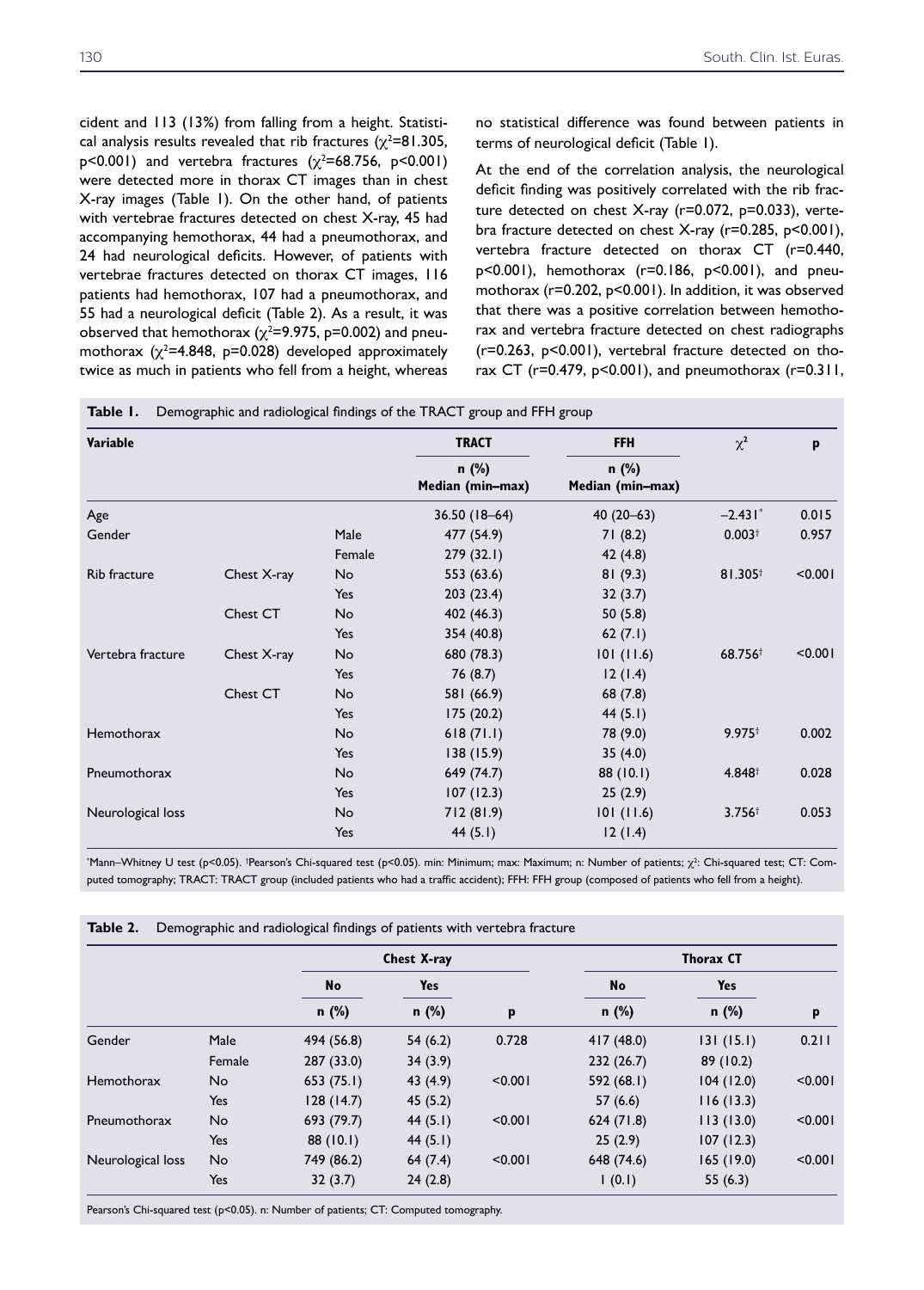cident and 113 (13%) from falling from a height. Statistical analysis results revealed that rib fractures ($\chi^2$=81.305, p<0.001) and vertebra fractures ($\chi^2$=68.756, p<0.001) were detected more in thorax CT images than in chest X-ray images (Table 1). On the other hand, of patients with vertebrae fractures detected on chest X-ray, 45 had accompanying hemothorax, 44 had a pneumothorax, and 24 had neurological deficits. However, of patients with vertebrae fractures detected on thorax CT images, 116 patients had hemothorax, 107 had a pneumothorax, and 55 had a neurological deficit (Table 2). As a result, it was observed that hemothorax ($\chi^2$=9.975, p=0.002) and pneumothorax ($\chi^2$=4.848, p=0.028) developed approximately twice as much in patients who fell from a height, whereas no statistical difference was found between patients in terms of neurological deficit (Table 1).

At the end of the correlation analysis, the neurological deficit finding was positively correlated with the rib fracture detected on chest X-ray (r=0.072, p=0.033), vertebra fracture detected on chest X-ray (r=0.285, p<0.001), vertebra fracture detected on thorax CT (r=0.440, p<0.001), hemothorax (r=0.186, p<0.001), and pneumothorax (r=0.202, p<0.001). In addition, it was observed that there was a positive correlation between hemothorax and vertebra fracture detected on chest radiographs (r=0.263, p<0.001), vertebral fracture detected on thorax CT (r=0.479, p<0.001), and pneumothorax (r=0.311,

**Table 1.** Demographic and radiological findings of the TRACT group and FFH group

| Variable | | | TRACT | FFH | $\chi^2$ | p |
|---|---|---|---|---|---|---|
| | | | n (%) Median (min–max) | n (%) Median (min–max) | | |
| Age | | | 36.50 (18–64) | 40 (20–63) | −2.431* | 0.015 |
| Gender | | Male | 477 (54.9) | 71 (8.2) | 0.003† | 0.957 |
| | | Female | 279 (32.1) | 42 (4.8) | | |
| Rib fracture | Chest X-ray | No | 553 (63.6) | 81 (9.3) | 81.305† | <0.001 |
| | | Yes | 203 (23.4) | 32 (3.7) | | |
| | Chest CT | No | 402 (46.3) | 50 (5.8) | | |
| | | Yes | 354 (40.8) | 62 (7.1) | | |
| Vertebra fracture | Chest X-ray | No | 680 (78.3) | 101 (11.6) | 68.756† | <0.001 |
| | | Yes | 76 (8.7) | 12 (1.4) | | |
| | Chest CT | No | 581 (66.9) | 68 (7.8) | | |
| | | Yes | 175 (20.2) | 44 (5.1) | | |
| Hemothorax | | No | 618 (71.1) | 78 (9.0) | 9.975† | 0.002 |
| | | Yes | 138 (15.9) | 35 (4.0) | | |
| Pneumothorax | | No | 649 (74.7) | 88 (10.1) | 4.848† | 0.028 |
| | | Yes | 107 (12.3) | 25 (2.9) | | |
| Neurological loss | | No | 712 (81.9) | 101 (11.6) | 3.756† | 0.053 |
| | | Yes | 44 (5.1) | 12 (1.4) | | |

*Mann–Whitney U test (p<0.05). †Pearson's Chi-squared test (p<0.05). min: Minimum; max: Maximum; n: Number of patients; $\chi^2$: Chi-squared test; CT: Computed tomography; TRACT: TRACT group (included patients who had a traffic accident); FFH: FFH group (composed of patients who fell from a height).

**Table 2.** Demographic and radiological findings of patients with vertebra fracture

| | | Chest X-ray | | | Thorax CT | | |
|---|---|---|---|---|---|---|---|
| | | No | Yes | | No | Yes | |
| | | n (%) | n (%) | p | n (%) | n (%) | p |
| Gender | Male | 494 (56.8) | 54 (6.2) | 0.728 | 417 (48.0) | 131 (15.1) | 0.211 |
| | Female | 287 (33.0) | 34 (3.9) | | 232 (26.7) | 89 (10.2) | |
| Hemothorax | No | 653 (75.1) | 43 (4.9) | <0.001 | 592 (68.1) | 104 (12.0) | <0.001 |
| | Yes | 128 (14.7) | 45 (5.2) | | 57 (6.6) | 116 (13.3) | |
| Pneumothorax | No | 693 (79.7) | 44 (5.1) | <0.001 | 624 (71.8) | 113 (13.0) | <0.001 |
| | Yes | 88 (10.1) | 44 (5.1) | | 25 (2.9) | 107 (12.3) | |
| Neurological loss | No | 749 (86.2) | 64 (7.4) | <0.001 | 648 (74.6) | 165 (19.0) | <0.001 |
| | Yes | 32 (3.7) | 24 (2.8) | | 1 (0.1) | 55 (6.3) | |

Pearson's Chi-squared test (p<0.05). n: Number of patients; CT: Computed tomography.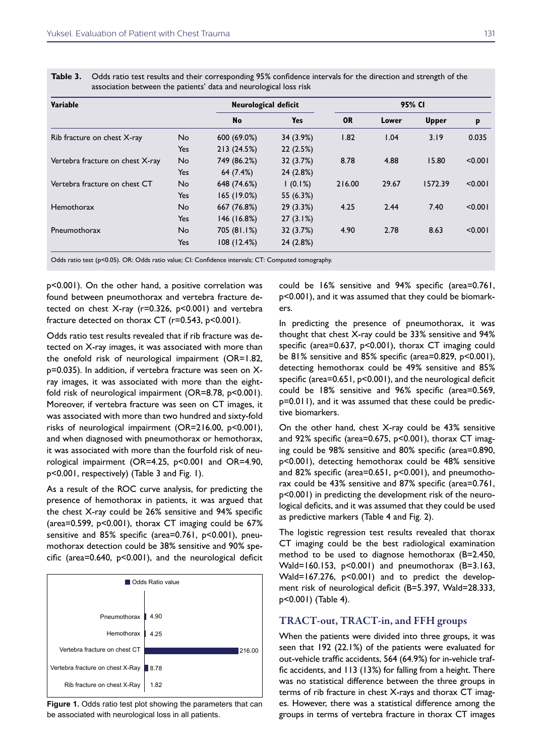**Table 3.** Odds ratio test results and their corresponding 95% confidence intervals for the direction and strength of the association between the patients' data and neurological loss risk

| Variable | | Neurological deficit | | 95% CI | | | |
|---|---|---|---|---|---|---|---|
| | | No | Yes | OR | Lower | Upper | p |
| Rib fracture on chest X-ray | No | 600 (69.0%) | 34 (3.9%) | 1.82 | 1.04 | 3.19 | 0.035 |
| | Yes | 213 (24.5%) | 22 (2.5%) | | | | |
| Vertebra fracture on chest X-ray | No | 749 (86.2%) | 32 (3.7%) | 8.78 | 4.88 | 15.80 | <0.001 |
| | Yes | 64 (7.4%) | 24 (2.8%) | | | | |
| Vertebra fracture on chest CT | No | 648 (74.6%) | 1 (0.1%) | 216.00 | 29.67 | 1572.39 | <0.001 |
| | Yes | 165 (19.0%) | 55 (6.3%) | | | | |
| Hemothorax | No | 667 (76.8%) | 29 (3.3%) | 4.25 | 2.44 | 7.40 | <0.001 |
| | Yes | 146 (16.8%) | 27 (3.1%) | | | | |
| Pneumothorax | No | 705 (81.1%) | 32 (3.7%) | 4.90 | 2.78 | 8.63 | <0.001 |
| | Yes | 108 (12.4%) | 24 (2.8%) | | | | |

Odds ratio test (p<0.05). OR: Odds ratio value; CI: Confidence intervals; CT: Computed tomography.

p<0.001). On the other hand, a positive correlation was found between pneumothorax and vertebra fracture detected on chest X-ray (r=0.326, p<0.001) and vertebra fracture detected on thorax CT (r=0.543, p<0.001).

Odds ratio test results revealed that if rib fracture was detected on X-ray images, it was associated with more than the onefold risk of neurological impairment (OR=1.82, p=0.035). In addition, if vertebra fracture was seen on X-ray images, it was associated with more than the eightfold risk of neurological impairment (OR=8.78, p<0.001). Moreover, if vertebra fracture was seen on CT images, it was associated with more than two hundred and sixty-fold risks of neurological impairment (OR=216.00, p<0.001), and when diagnosed with pneumothorax or hemothorax, it was associated with more than the fourfold risk of neurological impairment (OR=4.25, p<0.001 and OR=4.90, p<0.001, respectively) (Table 3 and Fig. 1).

As a result of the ROC curve analysis, for predicting the presence of hemothorax in patients, it was argued that the chest X-ray could be 26% sensitive and 94% specific (area=0.599, p<0.001), thorax CT imaging could be 67% sensitive and 85% specific (area=0.761, p<0.001), pneumothorax detection could be 38% sensitive and 90% specific (area=0.640, p<0.001), and the neurological deficit could be 16% sensitive and 94% specific (area=0.761, p<0.001), and it was assumed that they could be biomarkers.

Figure 1. Odds ratio test plot showing the parameters that can be associated with neurological loss in all patients.

In predicting the presence of pneumothorax, it was thought that chest X-ray could be 33% sensitive and 94% specific (area=0.637, p<0.001), thorax CT imaging could be 81% sensitive and 85% specific (area=0.829, p<0.001), detecting hemothorax could be 49% sensitive and 85% specific (area=0.651, p<0.001), and the neurological deficit could be 18% sensitive and 96% specific (area=0.569, p=0.011), and it was assumed that these could be predictive biomarkers.

On the other hand, chest X-ray could be 43% sensitive and 92% specific (area=0.675, p<0.001), thorax CT imaging could be 98% sensitive and 80% specific (area=0.890, p<0.001), detecting hemothorax could be 48% sensitive and 82% specific (area=0.651, p<0.001), and pneumothorax could be 43% sensitive and 87% specific (area=0.761, p<0.001) in predicting the development risk of the neurological deficits, and it was assumed that they could be used as predictive markers (Table 4 and Fig. 2).

The logistic regression test results revealed that thorax CT imaging could be the best radiological examination method to be used to diagnose hemothorax (B=2.450, Wald=160.153, p<0.001) and pneumothorax (B=3.163, Wald=167.276, p<0.001) and to predict the development risk of neurological deficit (B=5.397, Wald=28.333, p<0.001) (Table 4).

## TRACT-out, TRACT-in, and FFH groups

When the patients were divided into three groups, it was seen that 192 (22.1%) of the patients were evaluated for out-vehicle traffic accidents, 564 (64.9%) for in-vehicle traffic accidents, and 113 (13%) for falling from a height. There was no statistical difference between the three groups in terms of rib fracture in chest X-rays and thorax CT images. However, there was a statistical difference among the groups in terms of vertebra fracture in thorax CT images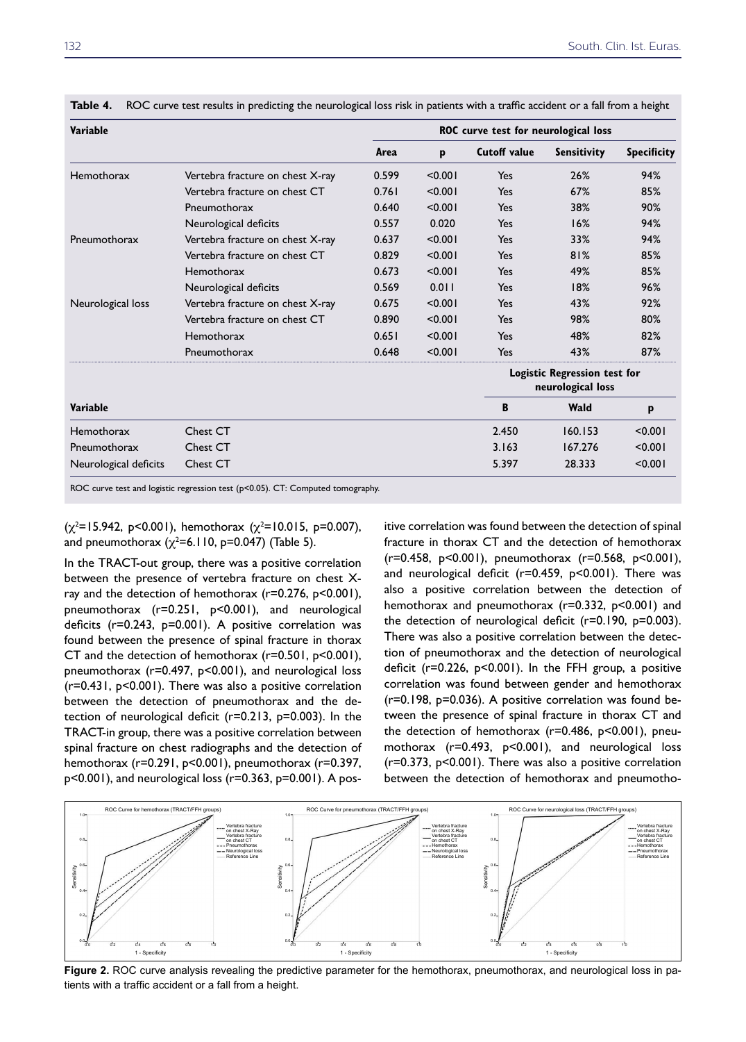**Table 4.** ROC curve test results in predicting the neurological loss risk in patients with a traffic accident or a fall from a height

| Variable | | ROC curve test for neurological loss | | | | |
|---|---|---|---|---|---|---|
| | | Area | p | Cutoff value | Sensitivity | Specificity |
| Hemothorax | Vertebra fracture on chest X-ray | 0.599 | <0.001 | Yes | 26% | 94% |
| | Vertebra fracture on chest CT | 0.761 | <0.001 | Yes | 67% | 85% |
| | Pneumothorax | 0.640 | <0.001 | Yes | 38% | 90% |
| | Neurological deficits | 0.557 | 0.020 | Yes | 16% | 94% |
| Pneumothorax | Vertebra fracture on chest X-ray | 0.637 | <0.001 | Yes | 33% | 94% |
| | Vertebra fracture on chest CT | 0.829 | <0.001 | Yes | 81% | 85% |
| | Hemothorax | 0.673 | <0.001 | Yes | 49% | 85% |
| | Neurological deficits | 0.569 | 0.011 | Yes | 18% | 96% |
| Neurological loss | Vertebra fracture on chest X-ray | 0.675 | <0.001 | Yes | 43% | 92% |
| | Vertebra fracture on chest CT | 0.890 | <0.001 | Yes | 98% | 80% |
| | Hemothorax | 0.651 | <0.001 | Yes | 48% | 82% |
| | Pneumothorax | 0.648 | <0.001 | Yes | 43% | 87% |
| | | | | Logistic Regression test for neurological loss | | |
| Variable | | | | B | Wald | p |
| Hemothorax | Chest CT | | | 2.450 | 160.153 | <0.001 |
| Pneumothorax | Chest CT | | | 3.163 | 167.276 | <0.001 |
| Neurological deficits | Chest CT | | | 5.397 | 28.333 | <0.001 |

ROC curve test and logistic regression test (p<0.05). CT: Computed tomography.

($\chi^2$=15.942, p<0.001), hemothorax ($\chi^2$=10.015, p=0.007), and pneumothorax ($\chi^2$=6.110, p=0.047) (Table 5).

In the TRACT-out group, there was a positive correlation between the presence of vertebra fracture on chest X-ray and the detection of hemothorax (r=0.276, p<0.001), pneumothorax (r=0.251, p<0.001), and neurological deficits (r=0.243, p=0.001). A positive correlation was found between the presence of spinal fracture in thorax CT and the detection of hemothorax (r=0.501, p<0.001), pneumothorax (r=0.497, p<0.001), and neurological loss (r=0.431, p<0.001). There was also a positive correlation between the detection of pneumothorax and the detection of neurological deficit (r=0.213, p=0.003). In the TRACT-in group, there was a positive correlation between spinal fracture on chest radiographs and the detection of hemothorax (r=0.291, p<0.001), pneumothorax (r=0.397, p<0.001), and neurological loss (r=0.363, p=0.001). A positive correlation was found between the detection of spinal fracture in thorax CT and the detection of hemothorax (r=0.458, p<0.001), pneumothorax (r=0.568, p<0.001), and neurological deficit (r=0.459, p<0.001). There was also a positive correlation between the detection of hemothorax and pneumothorax (r=0.332, p<0.001) and the detection of neurological deficit (r=0.190, p=0.003). There was also a positive correlation between the detection of pneumothorax and the detection of neurological deficit (r=0.226, p<0.001). In the FFH group, a positive correlation was found between gender and hemothorax (r=0.198, p=0.036). A positive correlation was found between the presence of spinal fracture in thorax CT and the detection of hemothorax (r=0.486, p<0.001), pneumothorax (r=0.493, p<0.001), and neurological loss (r=0.373, p<0.001). There was also a positive correlation between the detection of hemothorax and pneumotho-

**Figure 2.** ROC curve analysis revealing the predictive parameter for the hemothorax, pneumothorax, and neurological loss in patients with a traffic accident or a fall from a height.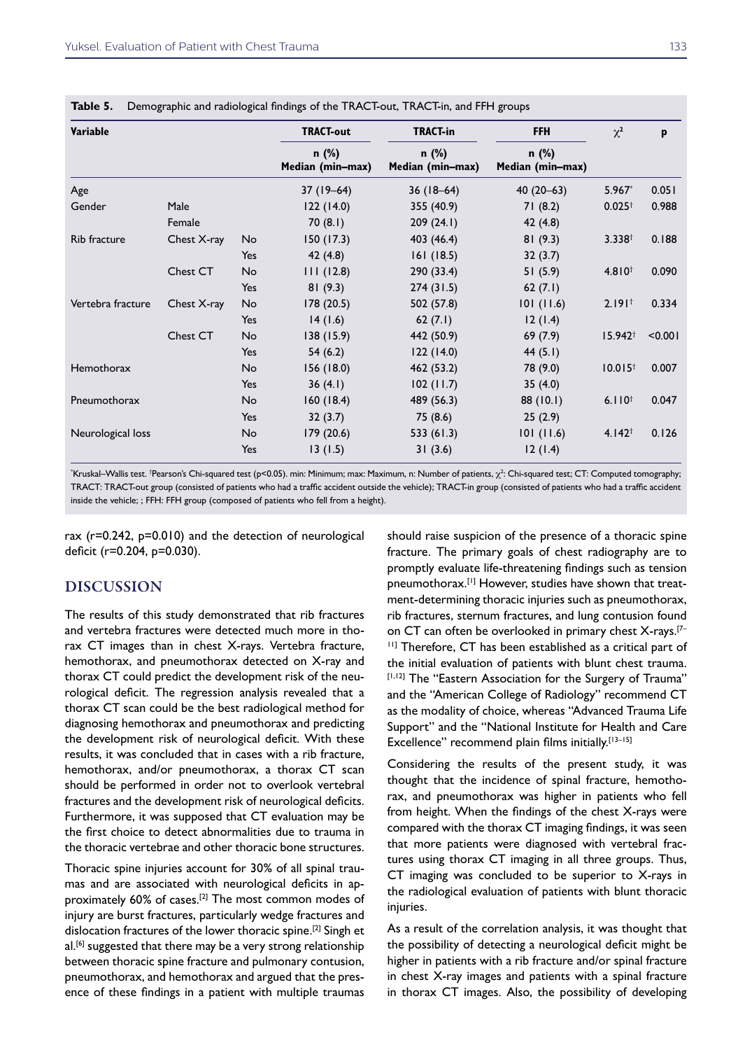**Table 5.** Demographic and radiological findings of the TRACT-out, TRACT-in, and FFH groups

| Variable | | | TRACT-out | TRACT-in | FFH | $\chi^2$ | p |
|---|---|---|---|---|---|---|---|
| | | | n (%) Median (min–max) | n (%) Median (min–max) | n (%) Median (min–max) | | |
| Age | | | 37 (19–64) | 36 (18–64) | 40 (20–63) | 5.967* | 0.051 |
| Gender | Male | | 122 (14.0) | 355 (40.9) | 71 (8.2) | 0.025† | 0.988 |
| | Female | | 70 (8.1) | 209 (24.1) | 42 (4.8) | | |
| Rib fracture | Chest X-ray | No | 150 (17.3) | 403 (46.4) | 81 (9.3) | 3.338† | 0.188 |
| | | Yes | 42 (4.8) | 161 (18.5) | 32 (3.7) | | |
| | Chest CT | No | 111 (12.8) | 290 (33.4) | 51 (5.9) | 4.810† | 0.090 |
| | | Yes | 81 (9.3) | 274 (31.5) | 62 (7.1) | | |
| Vertebra fracture | Chest X-ray | No | 178 (20.5) | 502 (57.8) | 101 (11.6) | 2.191† | 0.334 |
| | | Yes | 14 (1.6) | 62 (7.1) | 12 (1.4) | | |
| | Chest CT | No | 138 (15.9) | 442 (50.9) | 69 (7.9) | 15.942† | <0.001 |
| | | Yes | 54 (6.2) | 122 (14.0) | 44 (5.1) | | |
| Hemothorax | | No | 156 (18.0) | 462 (53.2) | 78 (9.0) | 10.015† | 0.007 |
| | | Yes | 36 (4.1) | 102 (11.7) | 35 (4.0) | | |
| Pneumothorax | | No | 160 (18.4) | 489 (56.3) | 88 (10.1) | 6.110† | 0.047 |
| | | Yes | 32 (3.7) | 75 (8.6) | 25 (2.9) | | |
| Neurological loss | | No | 179 (20.6) | 533 (61.3) | 101 (11.6) | 4.142† | 0.126 |
| | | Yes | 13 (1.5) | 31 (3.6) | 12 (1.4) | | |

*Kruskal–Wallis test. †Pearson's Chi-squared test ($p<0.05$). min: Minimum; max: Maximum, n: Number of patients, $\chi^2$: Chi-squared test; CT: Computed tomography; TRACT: TRACT-out group (consisted of patients who had a traffic accident outside the vehicle); TRACT-in group (consisted of patients who had a traffic accident inside the vehicle; ; FFH: FFH group (composed of patients who fell from a height).

rax (r=0.242, p=0.010) and the detection of neurological deficit (r=0.204, p=0.030).

## DISCUSSION

The results of this study demonstrated that rib fractures and vertebra fractures were detected much more in thorax CT images than in chest X-rays. Vertebra fracture, hemothorax, and pneumothorax detected on X-ray and thorax CT could predict the development risk of the neurological deficit. The regression analysis revealed that a thorax CT scan could be the best radiological method for diagnosing hemothorax and pneumothorax and predicting the development risk of neurological deficit. With these results, it was concluded that in cases with a rib fracture, hemothorax, and/or pneumothorax, a thorax CT scan should be performed in order not to overlook vertebral fractures and the development risk of neurological deficits. Furthermore, it was supposed that CT evaluation may be the first choice to detect abnormalities due to trauma in the thoracic vertebrae and other thoracic bone structures.

Thoracic spine injuries account for 30% of all spinal traumas and are associated with neurological deficits in approximately 60% of cases.[2] The most common modes of injury are burst fractures, particularly wedge fractures and dislocation fractures of the lower thoracic spine.[2] Singh et al.[6] suggested that there may be a very strong relationship between thoracic spine fracture and pulmonary contusion, pneumothorax, and hemothorax and argued that the presence of these findings in a patient with multiple traumas should raise suspicion of the presence of a thoracic spine fracture. The primary goals of chest radiography are to promptly evaluate life-threatening findings such as tension pneumothorax.[1] However, studies have shown that treatment-determining thoracic injuries such as pneumothorax, rib fractures, sternum fractures, and lung contusion found on CT can often be overlooked in primary chest X-rays.[7–11] Therefore, CT has been established as a critical part of the initial evaluation of patients with blunt chest trauma.[1,12] The "Eastern Association for the Surgery of Trauma" and the "American College of Radiology" recommend CT as the modality of choice, whereas "Advanced Trauma Life Support" and the "National Institute for Health and Care Excellence" recommend plain films initially.[13–15]

Considering the results of the present study, it was thought that the incidence of spinal fracture, hemothorax, and pneumothorax was higher in patients who fell from height. When the findings of the chest X-rays were compared with the thorax CT imaging findings, it was seen that more patients were diagnosed with vertebral fractures using thorax CT imaging in all three groups. Thus, CT imaging was concluded to be superior to X-rays in the radiological evaluation of patients with blunt thoracic injuries.

As a result of the correlation analysis, it was thought that the possibility of detecting a neurological deficit might be higher in patients with a rib fracture and/or spinal fracture in chest X-ray images and patients with a spinal fracture in thorax CT images. Also, the possibility of developing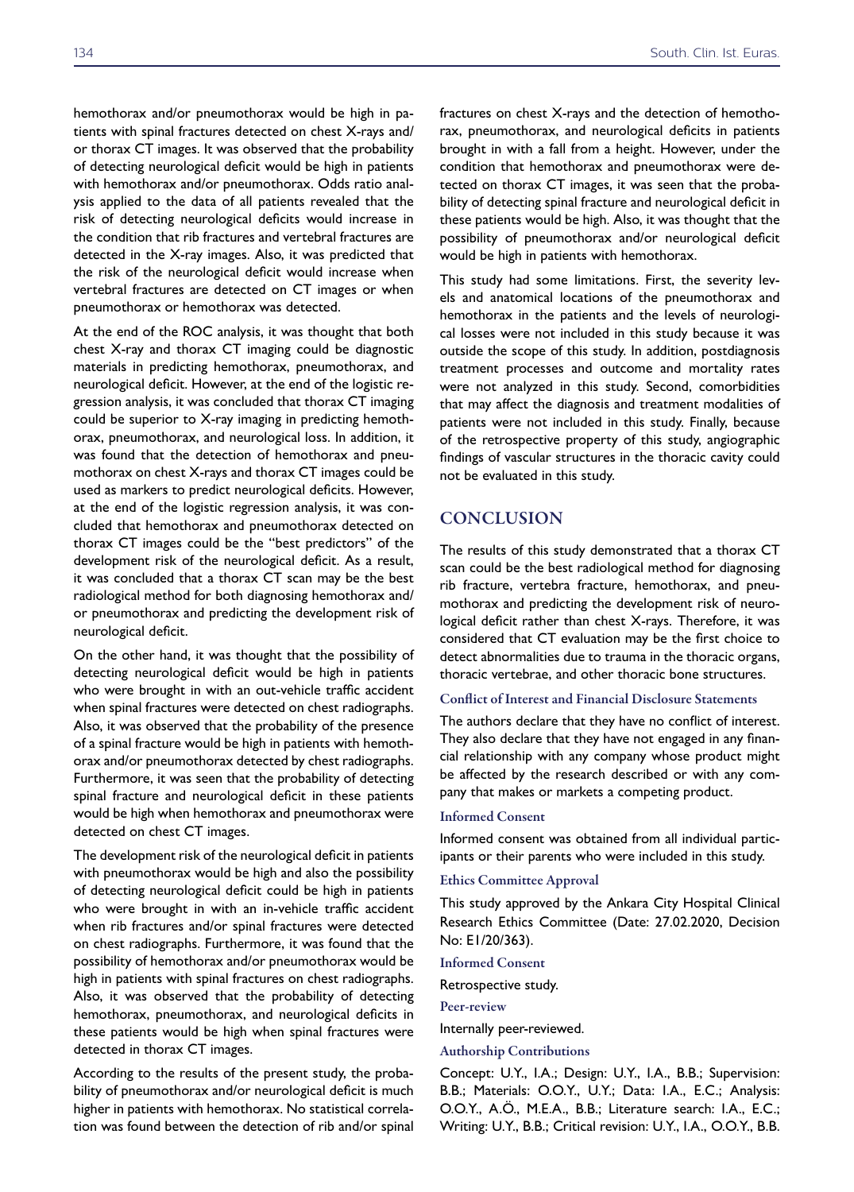hemothorax and/or pneumothorax would be high in patients with spinal fractures detected on chest X-rays and/or thorax CT images. It was observed that the probability of detecting neurological deficit would be high in patients with hemothorax and/or pneumothorax. Odds ratio analysis applied to the data of all patients revealed that the risk of detecting neurological deficits would increase in the condition that rib fractures and vertebral fractures are detected in the X-ray images. Also, it was predicted that the risk of the neurological deficit would increase when vertebral fractures are detected on CT images or when pneumothorax or hemothorax was detected.

At the end of the ROC analysis, it was thought that both chest X-ray and thorax CT imaging could be diagnostic materials in predicting hemothorax, pneumothorax, and neurological deficit. However, at the end of the logistic regression analysis, it was concluded that thorax CT imaging could be superior to X-ray imaging in predicting hemothorax, pneumothorax, and neurological loss. In addition, it was found that the detection of hemothorax and pneumothorax on chest X-rays and thorax CT images could be used as markers to predict neurological deficits. However, at the end of the logistic regression analysis, it was concluded that hemothorax and pneumothorax detected on thorax CT images could be the "best predictors" of the development risk of the neurological deficit. As a result, it was concluded that a thorax CT scan may be the best radiological method for both diagnosing hemothorax and/or pneumothorax and predicting the development risk of neurological deficit.

On the other hand, it was thought that the possibility of detecting neurological deficit would be high in patients who were brought in with an out-vehicle traffic accident when spinal fractures were detected on chest radiographs. Also, it was observed that the probability of the presence of a spinal fracture would be high in patients with hemothorax and/or pneumothorax detected by chest radiographs. Furthermore, it was seen that the probability of detecting spinal fracture and neurological deficit in these patients would be high when hemothorax and pneumothorax were detected on chest CT images.

The development risk of the neurological deficit in patients with pneumothorax would be high and also the possibility of detecting neurological deficit could be high in patients who were brought in with an in-vehicle traffic accident when rib fractures and/or spinal fractures were detected on chest radiographs. Furthermore, it was found that the possibility of hemothorax and/or pneumothorax would be high in patients with spinal fractures on chest radiographs. Also, it was observed that the probability of detecting hemothorax, pneumothorax, and neurological deficits in these patients would be high when spinal fractures were detected in thorax CT images.

According to the results of the present study, the probability of pneumothorax and/or neurological deficit is much higher in patients with hemothorax. No statistical correlation was found between the detection of rib and/or spinal fractures on chest X-rays and the detection of hemothorax, pneumothorax, and neurological deficits in patients brought in with a fall from a height. However, under the condition that hemothorax and pneumothorax were detected on thorax CT images, it was seen that the probability of detecting spinal fracture and neurological deficit in these patients would be high. Also, it was thought that the possibility of pneumothorax and/or neurological deficit would be high in patients with hemothorax.

This study had some limitations. First, the severity levels and anatomical locations of the pneumothorax and hemothorax in the patients and the levels of neurological losses were not included in this study because it was outside the scope of this study. In addition, postdiagnosis treatment processes and outcome and mortality rates were not analyzed in this study. Second, comorbidities that may affect the diagnosis and treatment modalities of patients were not included in this study. Finally, because of the retrospective property of this study, angiographic findings of vascular structures in the thoracic cavity could not be evaluated in this study.

## CONCLUSION

The results of this study demonstrated that a thorax CT scan could be the best radiological method for diagnosing rib fracture, vertebra fracture, hemothorax, and pneumothorax and predicting the development risk of neurological deficit rather than chest X-rays. Therefore, it was considered that CT evaluation may be the first choice to detect abnormalities due to trauma in the thoracic organs, thoracic vertebrae, and other thoracic bone structures.

### Conflict of Interest and Financial Disclosure Statements

The authors declare that they have no conflict of interest. They also declare that they have not engaged in any financial relationship with any company whose product might be affected by the research described or with any company that makes or markets a competing product.

### Informed Consent

Informed consent was obtained from all individual participants or their parents who were included in this study.

### Ethics Committee Approval

This study approved by the Ankara City Hospital Clinical Research Ethics Committee (Date: 27.02.2020, Decision No: E1/20/363).

### Informed Consent

Retrospective study.

### Peer-review

Internally peer-reviewed.

### Authorship Contributions

Concept: U.Y., I.A.; Design: U.Y., I.A., B.B.; Supervision: B.B.; Materials: O.O.Y., U.Y.; Data: I.A., E.C.; Analysis: O.O.Y., A.Ö., M.E.A., B.B.; Literature search: I.A., E.C.; Writing: U.Y., B.B.; Critical revision: U.Y., I.A., O.O.Y., B.B.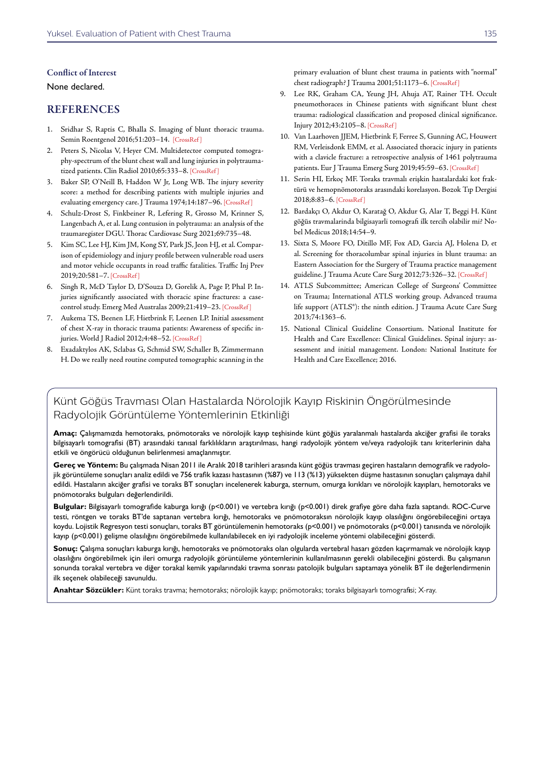### Conflict of Interest

None declared.

## REFERENCES

1. Sridhar S, Raptis C, Bhalla S. Imaging of blunt thoracic trauma. Semin Roentgenol 2016;51:203–14. [CrossRef]
2. Peters S, Nicolas V, Heyer CM. Multidetector computed tomography-spectrum of the blunt chest wall and lung injuries in polytraumatized patients. Clin Radiol 2010;65:333–8. [CrossRef]
3. Baker SP, O'Neill B, Haddon W Jr, Long WB. The injury severity score: a method for describing patients with multiple injuries and evaluating emergency care. J Trauma 1974;14:187–96. [CrossRef]
4. Schulz-Drost S, Finkbeiner R, Lefering R, Grosso M, Krinner S, Langenbach A, et al. Lung contusion in polytrauma: an analysis of the traumaregister DGU. Thorac Cardiovasc Surg 2021;69:735–48.
5. Kim SC, Lee HJ, Kim JM, Kong SY, Park JS, Jeon HJ, et al. Comparison of epidemiology and injury profile between vulnerable road users and motor vehicle occupants in road traffic fatalities. Traffic Inj Prev 2019;20:581–7. [CrossRef]
6. Singh R, McD Taylor D, D'Souza D, Gorelik A, Page P, Phal P. Injuries significantly associated with thoracic spine fractures: a case-control study. Emerg Med Australas 2009;21:419–23. [CrossRef]
7. Aukema TS, Beenen LF, Hietbrink F, Leenen LP. Initial assessment of chest X-ray in thoracic trauma patients: Awareness of specific injuries. World J Radiol 2012;4:48–52. [CrossRef]
8. Exadaktylos AK, Sclabas G, Schmid SW, Schaller B, Zimmermann H. Do we really need routine computed tomographic scanning in the primary evaluation of blunt chest trauma in patients with "normal" chest radiograph? J Trauma 2001;51:1173–6. [CrossRef]
9. Lee RK, Graham CA, Yeung JH, Ahuja AT, Rainer TH. Occult pneumothoraces in Chinese patients with significant blunt chest trauma: radiological classification and proposed clinical significance. Injury 2012;43:2105–8. [CrossRef]
10. Van Laarhoven JJEM, Hietbrink F, Ferree S, Gunning AC, Houwert RM, Verleisdonk EMM, et al. Associated thoracic injury in patients with a clavicle fracture: a retrospective analysis of 1461 polytrauma patients. Eur J Trauma Emerg Surg 2019;45:59–63. [CrossRef]
11. Serin HI, Erkoç MF. Toraks travmalı erişkin hastalardaki kot fraktürü ve hemopnömotoraks arasındaki korelasyon. Bozok Tıp Dergisi 2018;8:83–6. [CrossRef]
12. Bardakçı O, Akdur O, Karatağ O, Akdur G, Alar T, Beggi H. Künt göğüs travmalarinda bilgisayarli tomografi ilk tercih olabilir mi? Nobel Medicus 2018;14:54–9.
13. Sixta S, Moore FO, Ditillo MF, Fox AD, Garcia AJ, Holena D, et al. Screening for thoracolumbar spinal injuries in blunt trauma: an Eastern Association for the Surgery of Trauma practice management guideline. J Trauma Acute Care Surg 2012;73:326–32. [CrossRef]
14. ATLS Subcommittee; American College of Surgeons' Committee on Trauma; International ATLS working group. Advanced trauma life support (ATLS®): the ninth edition. J Trauma Acute Care Surg 2013;74:1363–6.
15. National Clinical Guideline Consortium. National Institute for Health and Care Excellence: Clinical Guidelines. Spinal injury: assessment and initial management. London: National Institute for Health and Care Excellence; 2016.

## Künt Göğüs Travması Olan Hastalarda Nörolojik Kayıp Riskinin Öngörülmesinde Radyolojik Görüntüleme Yöntemlerinin Etkinliği

**Amaç:** Çalışmamızda hemotoraks, pnömotoraks ve nörolojik kayıp teşhisinde künt göğüs yaralanmalı hastalarda akciğer grafisi ile toraks bilgisayarlı tomografisi (BT) arasındaki tanısal farklılıkların araştırılması, hangi radyolojik yöntem ve/veya radyolojik tanı kriterlerinin daha etkili ve öngörücü olduğunun belirlenmesi amaçlanmıştır.

**Gereç ve Yöntem:** Bu çalışmada Nisan 2011 ile Aralık 2018 tarihleri arasında künt göğüs travması geçiren hastaların demografik ve radyolojik görüntüleme sonuçları analiz edildi ve 756 trafik kazası hastasının (%87) ve 113 (%13) yüksekten düşme hastasının sonuçları çalışmaya dahil edildi. Hastaların akciğer grafisi ve toraks BT sonuçları incelenerek kaburga, sternum, omurga kırıkları ve nörolojik kayıpları, hemotoraks ve pnömotoraks bulguları değerlendirildi.

**Bulgular:** Bilgisayarlı tomografide kaburga kırığı ($p<0.001$) ve vertebra kırığı ($p<0.001$) direk grafiye göre daha fazla saptandı. ROC-Curve testi, röntgen ve toraks BT'de saptanan vertebra kırığı, hemotoraks ve pnömotoraksın nörolojik kayıp olasılığını öngörebileceğini ortaya koydu. Lojistik Regresyon testi sonuçları, toraks BT görüntülemenin hemotoraks ($p<0.001$) ve pnömotoraks ($p<0.001$) tanısında ve nörolojik kayıp ($p<0.001$) gelişme olasılığını öngörebilmede kullanılabilecek en iyi radyolojik inceleme yöntemi olabileceğini gösterdi.

**Sonuç:** Çalışma sonuçları kaburga kırığı, hemotoraks ve pnömotoraks olan olgularda vertebral hasarı gözden kaçırmamak ve nörolojik kayıp olasılığını öngörebilmek için ileri omurga radyolojik görüntüleme yöntemlerinin kullanılmasının gerekli olabileceğini gösterdi. Bu çalışmanın sonunda torakal vertebra ve diğer torakal kemik yapılarındaki travma sonrası patolojik bulguları saptamaya yönelik BT ile değerlendirmenin ilk seçenek olabileceği savunuldu.

**Anahtar Sözcükler:** Künt toraks travma; hemotoraks; nörolojik kayıp; pnömotoraks; toraks bilgisayarlı tomografisi; X-ray.